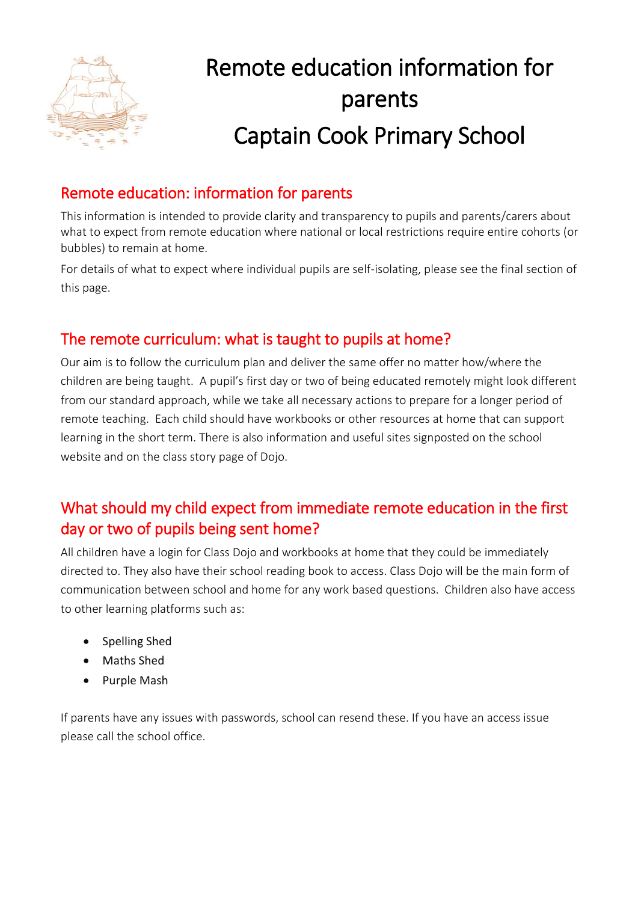# Remote education information for parents

# Captain Cook Primary School

## Remote education: information for parents

This information is intended to provide clarity and transparency to pupils and parents/carers about what to expect from remote education where national or local restrictions require entire cohorts (or bubbles) to remain at home.

For details of what to expect where individual pupils are self-isolating, please see the final section of this page.

## The remote curriculum: what is taught to pupils at home?

Our aim is to follow the curriculum plan and deliver the same offer no matter how/where the children are being taught. A pupil's first day or two of being educated remotely might look different from our standard approach, while we take all necessary actions to prepare for a longer period of remote teaching. Each child should have workbooks or other resources at home that can support learning in the short term. There is also information and useful sites signposted on the school website and on the class story page of Dojo.

## What should my child expect from immediate remote education in the first day or two of pupils being sent home?

All children have a login for Class Dojo and workbooks at home that they could be immediately directed to. They also have their school reading book to access. Class Dojo will be the main form of communication between school and home for any work based questions. Children also have access to other learning platforms such as:

- Spelling Shed
- Maths Shed
- Purple Mash

If parents have any issues with passwords, school can resend these. If you have an access issue please call the school office.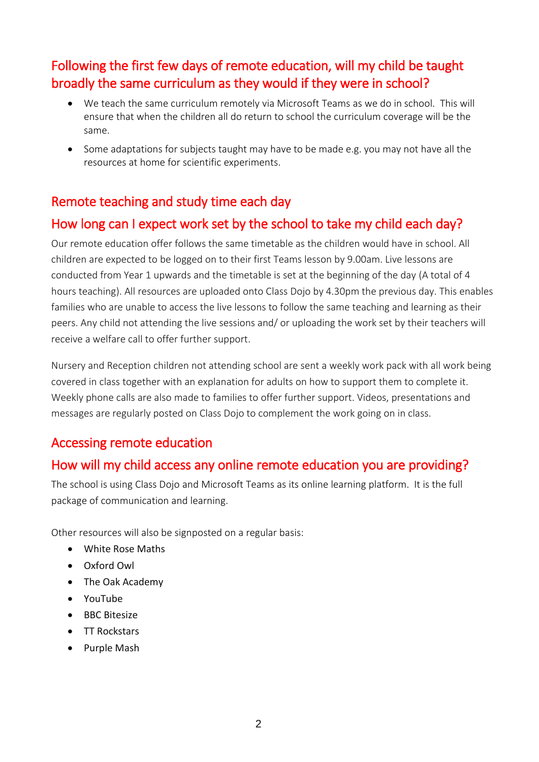## Following the first few days of remote education, will my child be taught broadly the same curriculum as they would if they were in school?

- We teach the same curriculum remotely via Microsoft Teams as we do in school. This will ensure that when the children all do return to school the curriculum coverage will be the same.
- Some adaptations for subjects taught may have to be made e.g. you may not have all the resources at home for scientific experiments.

## Remote teaching and study time each day

## How long can I expect work set by the school to take my child each day?

Our remote education offer follows the same timetable as the children would have in school. All children are expected to be logged on to their first Teams lesson by 9.00am. Live lessons are conducted from Year 1 upwards and the timetable is set at the beginning of the day (A total of 4 hours teaching). All resources are uploaded onto Class Dojo by 4.30pm the previous day. This enables families who are unable to access the live lessons to follow the same teaching and learning as their peers. Any child not attending the live sessions and/ or uploading the work set by their teachers will receive a welfare call to offer further support.

Nursery and Reception children not attending school are sent a weekly work pack with all work being covered in class together with an explanation for adults on how to support them to complete it. Weekly phone calls are also made to families to offer further support. Videos, presentations and messages are regularly posted on Class Dojo to complement the work going on in class.

## Accessing remote education

## How will my child access any online remote education you are providing?

The school is using Class Dojo and Microsoft Teams as its online learning platform. It is the full package of communication and learning.

Other resources will also be signposted on a regular basis:

- White Rose Maths
- Oxford Owl
- The Oak Academy
- YouTube
- BBC Bitesize
- TT Rockstars
- Purple Mash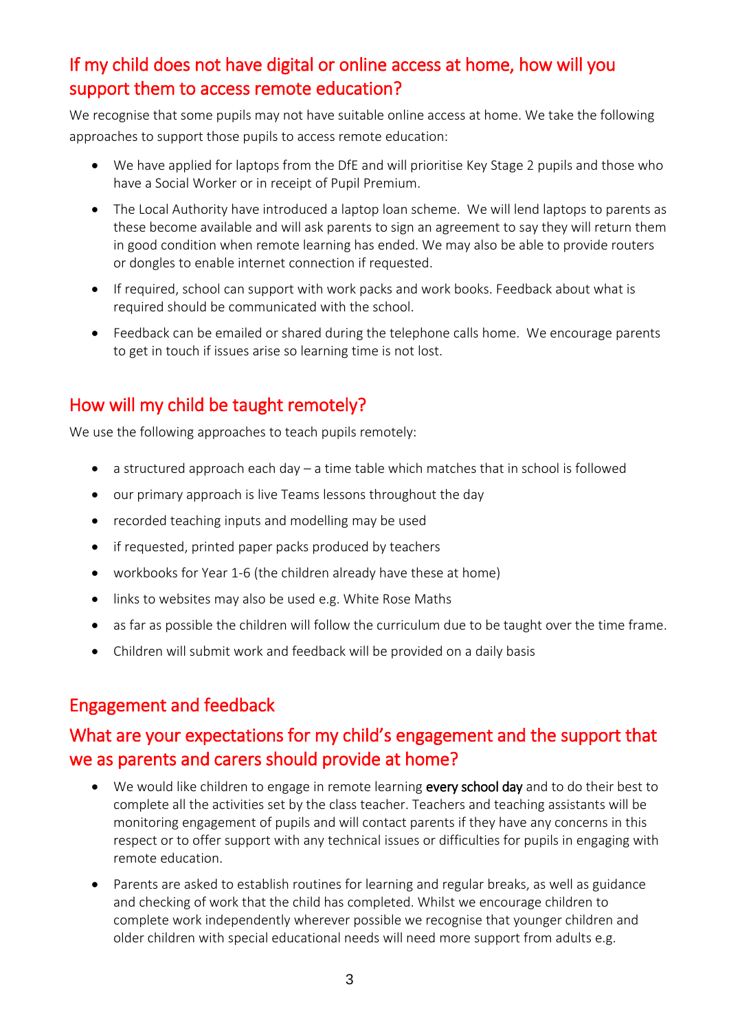## If my child does not have digital or online access at home, how will you support them to access remote education?

We recognise that some pupils may not have suitable online access at home. We take the following approaches to support those pupils to access remote education:

- We have applied for laptops from the DfE and will prioritise Key Stage 2 pupils and those who have a Social Worker or in receipt of Pupil Premium.
- The Local Authority have introduced a laptop loan scheme. We will lend laptops to parents as these become available and will ask parents to sign an agreement to say they will return them in good condition when remote learning has ended. We may also be able to provide routers or dongles to enable internet connection if requested.
- If required, school can support with work packs and work books. Feedback about what is required should be communicated with the school.
- Feedback can be emailed or shared during the telephone calls home. We encourage parents to get in touch if issues arise so learning time is not lost.

## How will my child be taught remotely?

We use the following approaches to teach pupils remotely:

- a structured approach each day – a time table which matches that in school is followed
- our primary approach is live Teams lessons throughout the day
- recorded teaching inputs and modelling may be used
- if requested, printed paper packs produced by teachers
- workbooks for Year 1-6 (the children already have these at home)
- links to websites may also be used e.g. White Rose Maths
- as far as possible the children will follow the curriculum due to be taught over the time frame.
- Children will submit work and feedback will be provided on a daily basis

## Engagement and feedback

## What are your expectations for my child's engagement and the support that we as parents and carers should provide at home?

- We would like children to engage in remote learning **every school day** and to do their best to complete all the activities set by the class teacher. Teachers and teaching assistants will be monitoring engagement of pupils and will contact parents if they have any concerns in this respect or to offer support with any technical issues or difficulties for pupils in engaging with remote education.
- Parents are asked to establish routines for learning and regular breaks, as well as guidance and checking of work that the child has completed. Whilst we encourage children to complete work independently wherever possible we recognise that younger children and older children with special educational needs will need more support from adults e.g.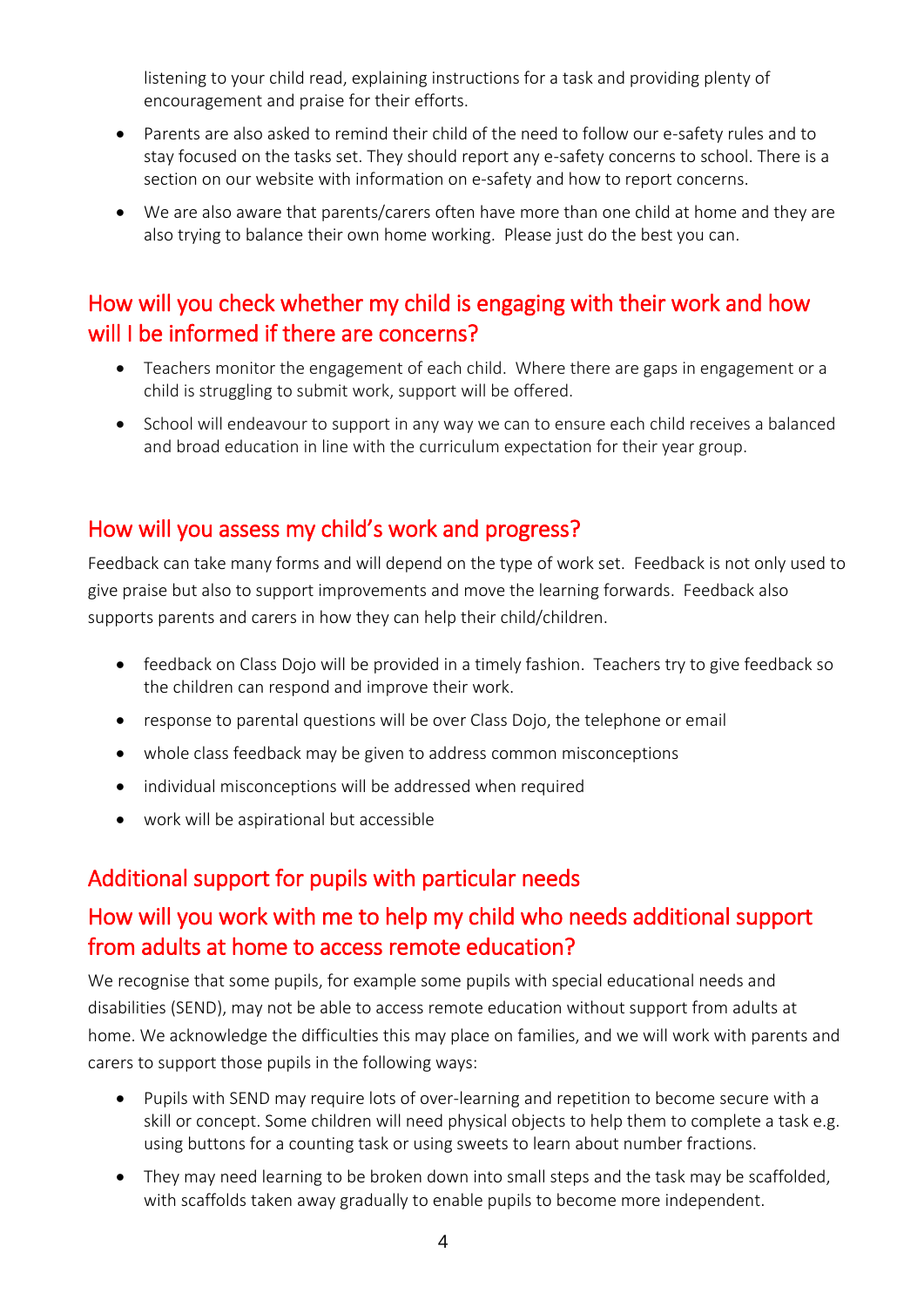listening to your child read, explaining instructions for a task and providing plenty of encouragement and praise for their efforts.

- Parents are also asked to remind their child of the need to follow our e-safety rules and to stay focused on the tasks set. They should report any e-safety concerns to school. There is a section on our website with information on e-safety and how to report concerns.
- We are also aware that parents/carers often have more than one child at home and they are also trying to balance their own home working. Please just do the best you can.

## How will you check whether my child is engaging with their work and how will I be informed if there are concerns?

- Teachers monitor the engagement of each child. Where there are gaps in engagement or a child is struggling to submit work, support will be offered.
- School will endeavour to support in any way we can to ensure each child receives a balanced and broad education in line with the curriculum expectation for their year group.

## How will you assess my child's work and progress?

Feedback can take many forms and will depend on the type of work set. Feedback is not only used to give praise but also to support improvements and move the learning forwards. Feedback also supports parents and carers in how they can help their child/children.

- feedback on Class Dojo will be provided in a timely fashion. Teachers try to give feedback so the children can respond and improve their work.
- response to parental questions will be over Class Dojo, the telephone or email
- whole class feedback may be given to address common misconceptions
- individual misconceptions will be addressed when required
- work will be aspirational but accessible

## Additional support for pupils with particular needs

## How will you work with me to help my child who needs additional support from adults at home to access remote education?

We recognise that some pupils, for example some pupils with special educational needs and disabilities (SEND), may not be able to access remote education without support from adults at home. We acknowledge the difficulties this may place on families, and we will work with parents and carers to support those pupils in the following ways:

- Pupils with SEND may require lots of over-learning and repetition to become secure with a skill or concept. Some children will need physical objects to help them to complete a task e.g. using buttons for a counting task or using sweets to learn about number fractions.
- They may need learning to be broken down into small steps and the task may be scaffolded, with scaffolds taken away gradually to enable pupils to become more independent.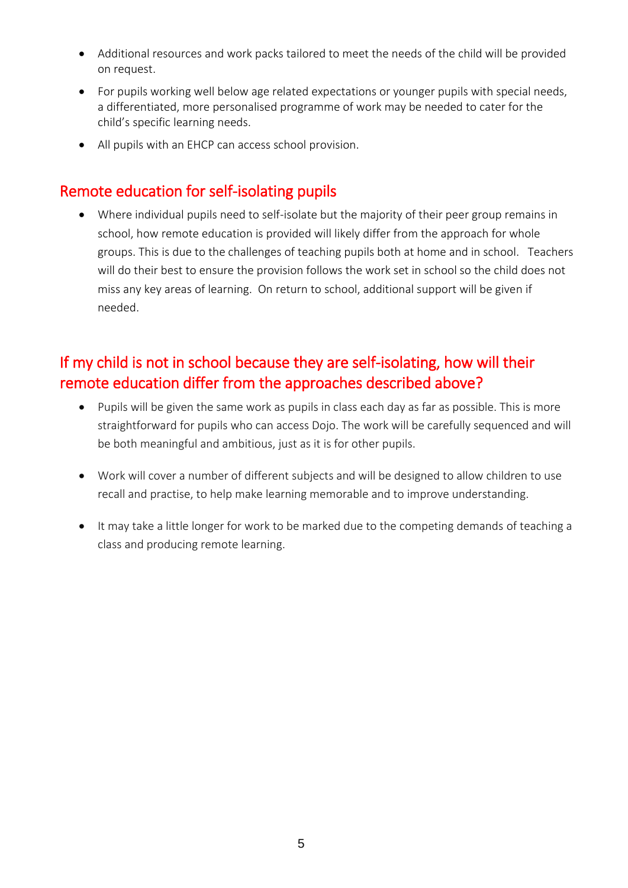- Additional resources and work packs tailored to meet the needs of the child will be provided on request.
- For pupils working well below age related expectations or younger pupils with special needs, a differentiated, more personalised programme of work may be needed to cater for the child's specific learning needs.
- All pupils with an EHCP can access school provision.

## Remote education for self-isolating pupils

- Where individual pupils need to self-isolate but the majority of their peer group remains in school, how remote education is provided will likely differ from the approach for whole groups. This is due to the challenges of teaching pupils both at home and in school. Teachers will do their best to ensure the provision follows the work set in school so the child does not miss any key areas of learning. On return to school, additional support will be given if needed.

## If my child is not in school because they are self-isolating, how will their remote education differ from the approaches described above?

- Pupils will be given the same work as pupils in class each day as far as possible. This is more straightforward for pupils who can access Dojo. The work will be carefully sequenced and will be both meaningful and ambitious, just as it is for other pupils.
- Work will cover a number of different subjects and will be designed to allow children to use recall and practise, to help make learning memorable and to improve understanding.
- It may take a little longer for work to be marked due to the competing demands of teaching a class and producing remote learning.